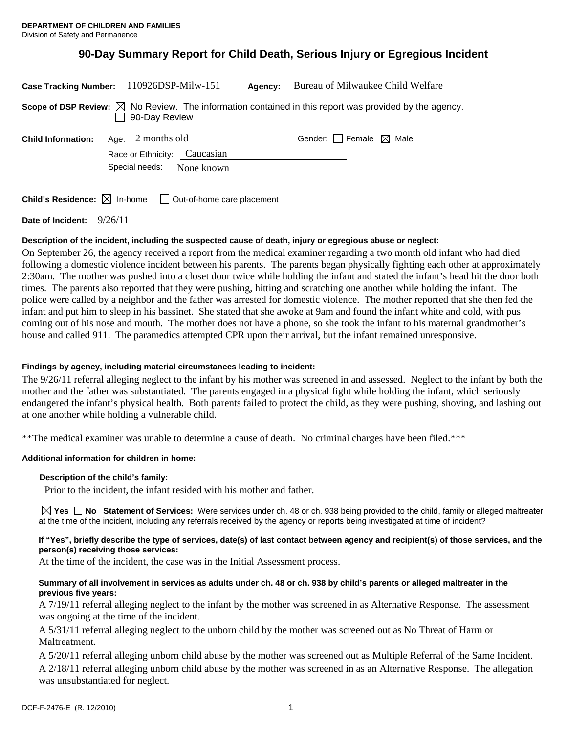**DEPARTMENT OF CHILDREN AND FAMILIES**
Division of Safety and Permanence

# 90-Day Summary Report for Child Death, Serious Injury or Egregious Incident

**Case Tracking Number:** 110926DSP-Milw-151 **Agency:** Bureau of Milwaukee Child Welfare

**Scope of DSP Review:** ☒ No Review. The information contained in this report was provided by the agency.
☐ 90-Day Review

**Child Information:** Age: 2 months old Gender: ☐ Female ☒ Male

Race or Ethnicity: Caucasian

Special needs: None known

**Child's Residence:** ☒ In-home ☐ Out-of-home care placement

**Date of Incident:** 9/26/11

**Description of the incident, including the suspected cause of death, injury or egregious abuse or neglect:**

On September 26, the agency received a report from the medical examiner regarding a two month old infant who had died following a domestic violence incident between his parents. The parents began physically fighting each other at approximately 2:30am. The mother was pushed into a closet door twice while holding the infant and stated the infant's head hit the door both times. The parents also reported that they were pushing, hitting and scratching one another while holding the infant. The police were called by a neighbor and the father was arrested for domestic violence. The mother reported that she then fed the infant and put him to sleep in his bassinet. She stated that she awoke at 9am and found the infant white and cold, with pus coming out of his nose and mouth. The mother does not have a phone, so she took the infant to his maternal grandmother's house and called 911. The paramedics attempted CPR upon their arrival, but the infant remained unresponsive.

**Findings by agency, including material circumstances leading to incident:**

The 9/26/11 referral alleging neglect to the infant by his mother was screened in and assessed. Neglect to the infant by both the mother and the father was substantiated. The parents engaged in a physical fight while holding the infant, which seriously endangered the infant's physical health. Both parents failed to protect the child, as they were pushing, shoving, and lashing out at one another while holding a vulnerable child.

**The medical examiner was unable to determine a cause of death. No criminal charges have been filed.***

**Additional information for children in home:**

**Description of the child's family:**

Prior to the incident, the infant resided with his mother and father.

☒ **Yes** ☐ **No** **Statement of Services:** Were services under ch. 48 or ch. 938 being provided to the child, family or alleged maltreater at the time of the incident, including any referrals received by the agency or reports being investigated at time of incident?

**If "Yes", briefly describe the type of services, date(s) of last contact between agency and recipient(s) of those services, and the person(s) receiving those services:**

At the time of the incident, the case was in the Initial Assessment process.

**Summary of all involvement in services as adults under ch. 48 or ch. 938 by child's parents or alleged maltreater in the previous five years:**

A 7/19/11 referral alleging neglect to the infant by the mother was screened in as Alternative Response. The assessment was ongoing at the time of the incident.

A 5/31/11 referral alleging neglect to the unborn child by the mother was screened out as No Threat of Harm or Maltreatment.

A 5/20/11 referral alleging unborn child abuse by the mother was screened out as Multiple Referral of the Same Incident.

A 2/18/11 referral alleging unborn child abuse by the mother was screened in as an Alternative Response. The allegation was unsubstantiated for neglect.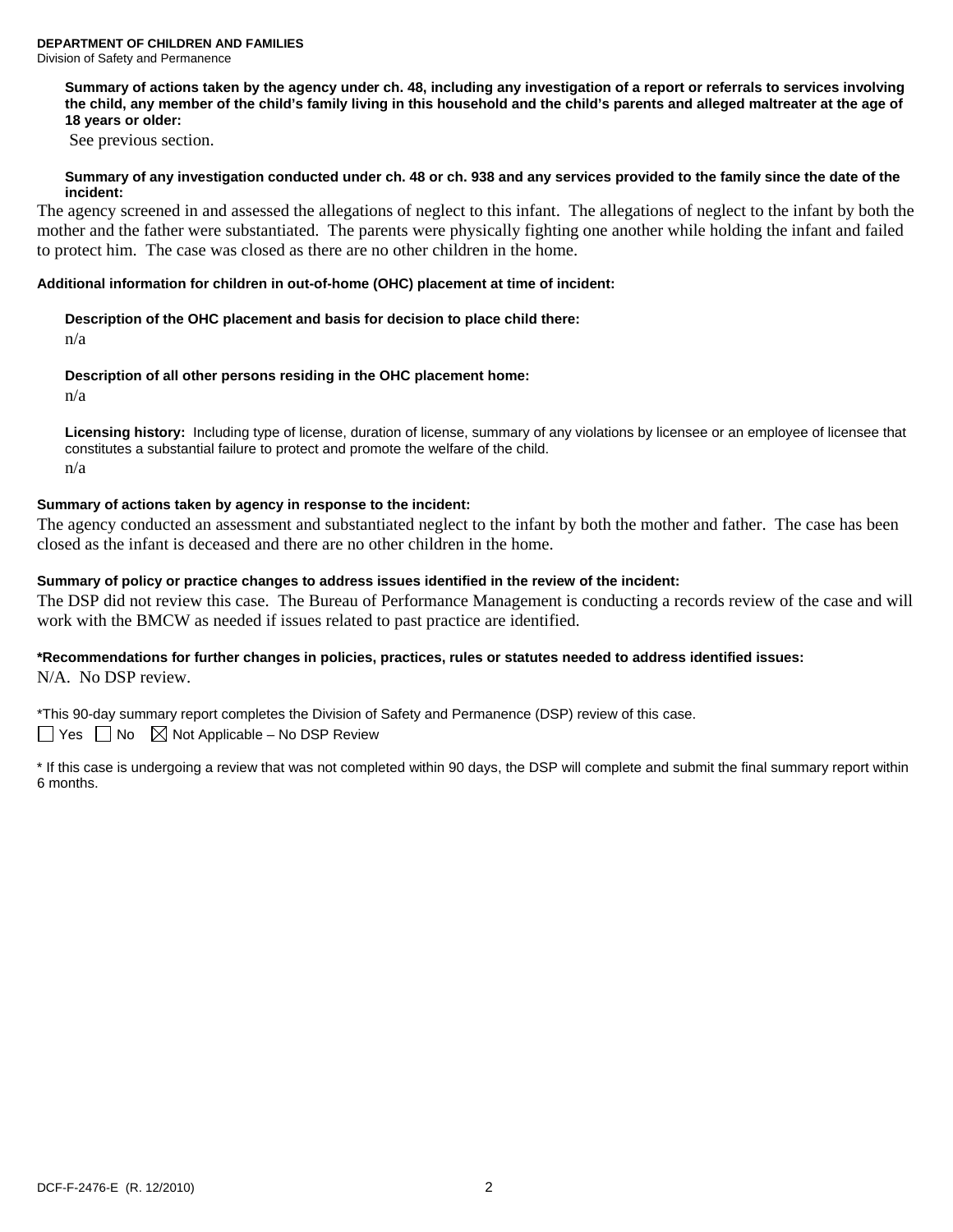**DEPARTMENT OF CHILDREN AND FAMILIES**
Division of Safety and Permanence

**Summary of actions taken by the agency under ch. 48, including any investigation of a report or referrals to services involving the child, any member of the child's family living in this household and the child's parents and alleged maltreater at the age of 18 years or older:**

See previous section.

**Summary of any investigation conducted under ch. 48 or ch. 938 and any services provided to the family since the date of the incident:**

The agency screened in and assessed the allegations of neglect to this infant. The allegations of neglect to the infant by both the mother and the father were substantiated. The parents were physically fighting one another while holding the infant and failed to protect him. The case was closed as there are no other children in the home.

**Additional information for children in out-of-home (OHC) placement at time of incident:**

**Description of the OHC placement and basis for decision to place child there:**

n/a

**Description of all other persons residing in the OHC placement home:**

n/a

**Licensing history:** Including type of license, duration of license, summary of any violations by licensee or an employee of licensee that constitutes a substantial failure to protect and promote the welfare of the child.

n/a

**Summary of actions taken by agency in response to the incident:**

The agency conducted an assessment and substantiated neglect to the infant by both the mother and father. The case has been closed as the infant is deceased and there are no other children in the home.

**Summary of policy or practice changes to address issues identified in the review of the incident:**

The DSP did not review this case. The Bureau of Performance Management is conducting a records review of the case and will work with the BMCW as needed if issues related to past practice are identified.

**\*Recommendations for further changes in policies, practices, rules or statutes needed to address identified issues:**

N/A. No DSP review.

*This 90-day summary report completes the Division of Safety and Permanence (DSP) review of this case.

☐ Yes ☐ No ☒ Not Applicable – No DSP Review

* If this case is undergoing a review that was not completed within 90 days, the DSP will complete and submit the final summary report within 6 months.

DCF-F-2476-E (R. 12/2010)